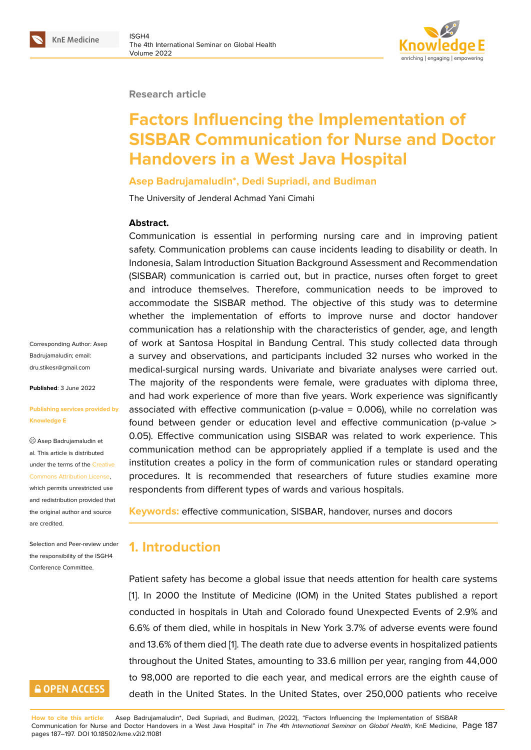Research article

# Factors Influencing the Implementation of SISBAR Communication for Nurse and Doctor Handovers in a West Java Hospital

**Asep Badrujamaludin*, Dedi Supriadi, and Budiman**

The University of Jenderal Achmad Yani Cimahi

Corresponding Author: Asep Badrujamaludin; email: dru.stikesr@gmail.com

**Published**: 3 June 2022

**Publishing services provided by Knowledge E**

© Asep Badrujamaludin et al. This article is distributed under the terms of the Creative Commons Attribution License, which permits unrestricted use and redistribution provided that the original author and source are credited.

Selection and Peer-review under the responsibility of the ISGH4 Conference Committee.

**Abstract.**

Communication is essential in performing nursing care and in improving patient safety. Communication problems can cause incidents leading to disability or death. In Indonesia, Salam Introduction Situation Background Assessment and Recommendation (SISBAR) communication is carried out, but in practice, nurses often forget to greet and introduce themselves. Therefore, communication needs to be improved to accommodate the SISBAR method. The objective of this study was to determine whether the implementation of efforts to improve nurse and doctor handover communication has a relationship with the characteristics of gender, age, and length of work at Santosa Hospital in Bandung Central. This study collected data through a survey and observations, and participants included 32 nurses who worked in the medical-surgical nursing wards. Univariate and bivariate analyses were carried out. The majority of the respondents were female, were graduates with diploma three, and had work experience of more than five years. Work experience was significantly associated with effective communication (p-value = 0.006), while no correlation was found between gender or education level and effective communication (p-value > 0.05). Effective communication using SISBAR was related to work experience. This communication method can be appropriately applied if a template is used and the institution creates a policy in the form of communication rules or standard operating procedures. It is recommended that researchers of future studies examine more respondents from different types of wards and various hospitals.

**Keywords:** effective communication, SISBAR, handover, nurses and docors

## 1. Introduction

Patient safety has become a global issue that needs attention for health care systems [1]. In 2000 the Institute of Medicine (IOM) in the United States published a report conducted in hospitals in Utah and Colorado found Unexpected Events of 2.9% and 6.6% of them died, while in hospitals in New York 3.7% of adverse events were found and 13.6% of them died [1]. The death rate due to adverse events in hospitalized patients throughout the United States, amounting to 33.6 million per year, ranging from 44,000 to 98,000 are reported to die each year, and medical errors are the eighth cause of death in the United States. In the United States, over 250,000 patients who receive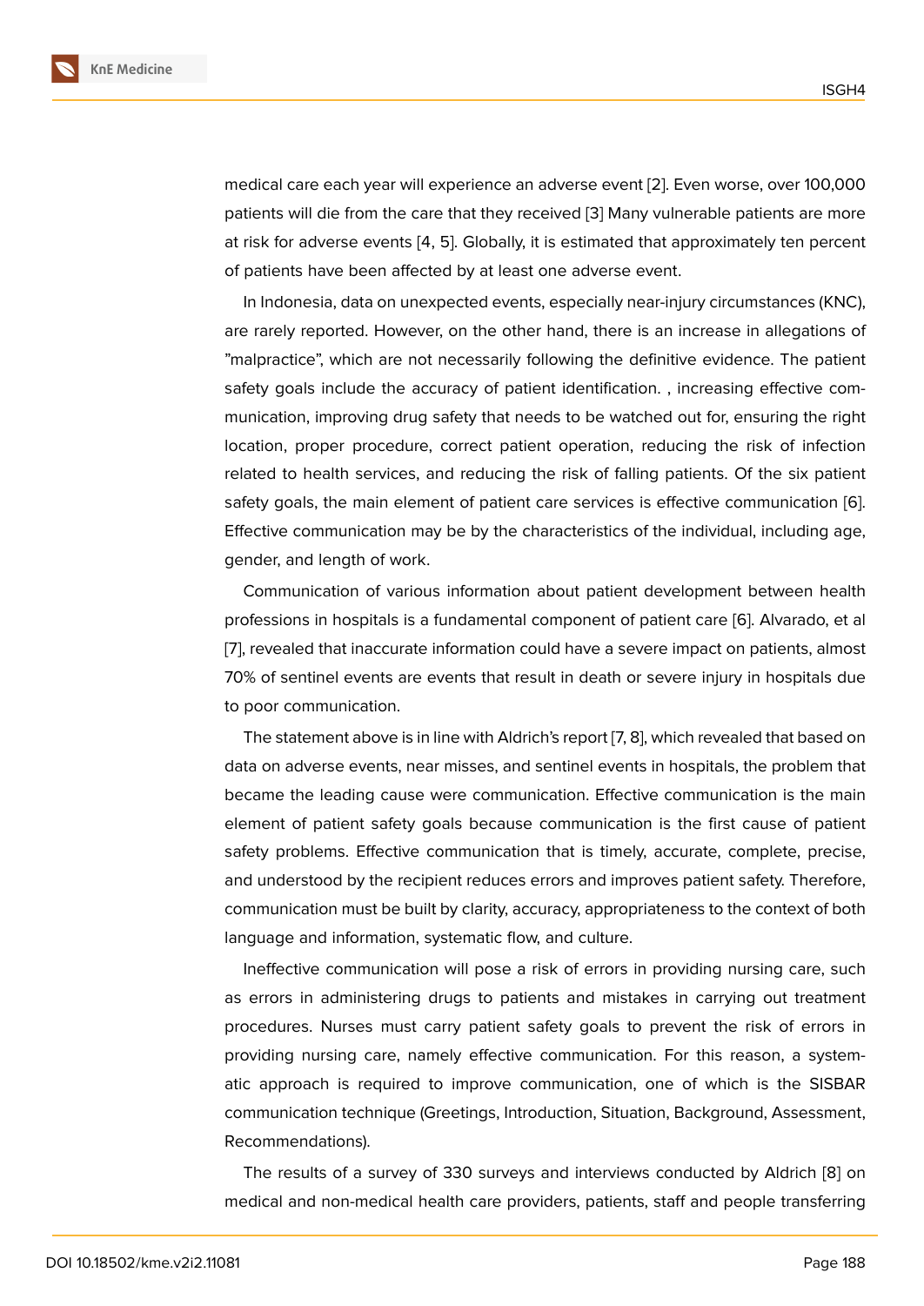medical care each year will experience an adverse event [2]. Even worse, over 100,000 patients will die from the care that they received [3] Many vulnerable patients are more at risk for adverse events [4, 5]. Globally, it is estimated that approximately ten percent of patients have been affected by at least one adverse event.

In Indonesia, data on unexpected events, especially near-injury circumstances (KNC), are rarely reported. However, on the other hand, there is an increase in allegations of "malpractice", which are not necessarily following the definitive evidence. The patient safety goals include the accuracy of patient identification. , increasing effective communication, improving drug safety that needs to be watched out for, ensuring the right location, proper procedure, correct patient operation, reducing the risk of infection related to health services, and reducing the risk of falling patients. Of the six patient safety goals, the main element of patient care services is effective communication [6]. Effective communication may be by the characteristics of the individual, including age, gender, and length of work.

Communication of various information about patient development between health professions in hospitals is a fundamental component of patient care [6]. Alvarado, et al [7], revealed that inaccurate information could have a severe impact on patients, almost 70% of sentinel events are events that result in death or severe injury in hospitals due to poor communication.

The statement above is in line with Aldrich's report [7, 8], which revealed that based on data on adverse events, near misses, and sentinel events in hospitals, the problem that became the leading cause were communication. Effective communication is the main element of patient safety goals because communication is the first cause of patient safety problems. Effective communication that is timely, accurate, complete, precise, and understood by the recipient reduces errors and improves patient safety. Therefore, communication must be built by clarity, accuracy, appropriateness to the context of both language and information, systematic flow, and culture.

Ineffective communication will pose a risk of errors in providing nursing care, such as errors in administering drugs to patients and mistakes in carrying out treatment procedures. Nurses must carry patient safety goals to prevent the risk of errors in providing nursing care, namely effective communication. For this reason, a systematic approach is required to improve communication, one of which is the SISBAR communication technique (Greetings, Introduction, Situation, Background, Assessment, Recommendations).

The results of a survey of 330 surveys and interviews conducted by Aldrich [8] on medical and non-medical health care providers, patients, staff and people transferring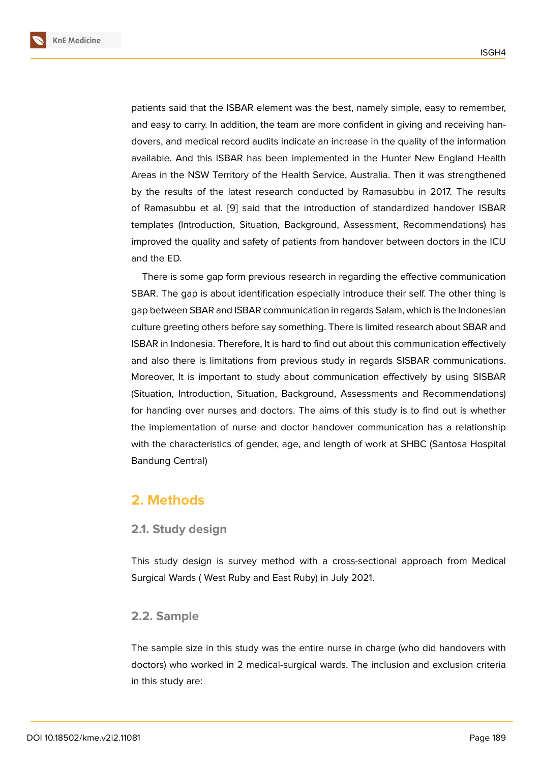patients said that the ISBAR element was the best, namely simple, easy to remember, and easy to carry. In addition, the team are more confident in giving and receiving handovers, and medical record audits indicate an increase in the quality of the information available. And this ISBAR has been implemented in the Hunter New England Health Areas in the NSW Territory of the Health Service, Australia. Then it was strengthened by the results of the latest research conducted by Ramasubbu in 2017. The results of Ramasubbu et al. [9] said that the introduction of standardized handover ISBAR templates (Introduction, Situation, Background, Assessment, Recommendations) has improved the quality and safety of patients from handover between doctors in the ICU and the ED.

There is some gap form previous research in regarding the effective communication SBAR. The gap is about identification especially introduce their self. The other thing is gap between SBAR and ISBAR communication in regards Salam, which is the Indonesian culture greeting others before say something. There is limited research about SBAR and ISBAR in Indonesia. Therefore, It is hard to find out about this communication effectively and also there is limitations from previous study in regards SISBAR communications. Moreover, It is important to study about communication effectively by using SISBAR (Situation, Introduction, Situation, Background, Assessments and Recommendations) for handing over nurses and doctors. The aims of this study is to find out is whether the implementation of nurse and doctor handover communication has a relationship with the characteristics of gender, age, and length of work at SHBC (Santosa Hospital Bandung Central)

## 2. Methods

### 2.1. Study design

This study design is survey method with a cross-sectional approach from Medical Surgical Wards ( West Ruby and East Ruby) in July 2021.

### 2.2. Sample

The sample size in this study was the entire nurse in charge (who did handovers with doctors) who worked in 2 medical-surgical wards. The inclusion and exclusion criteria in this study are: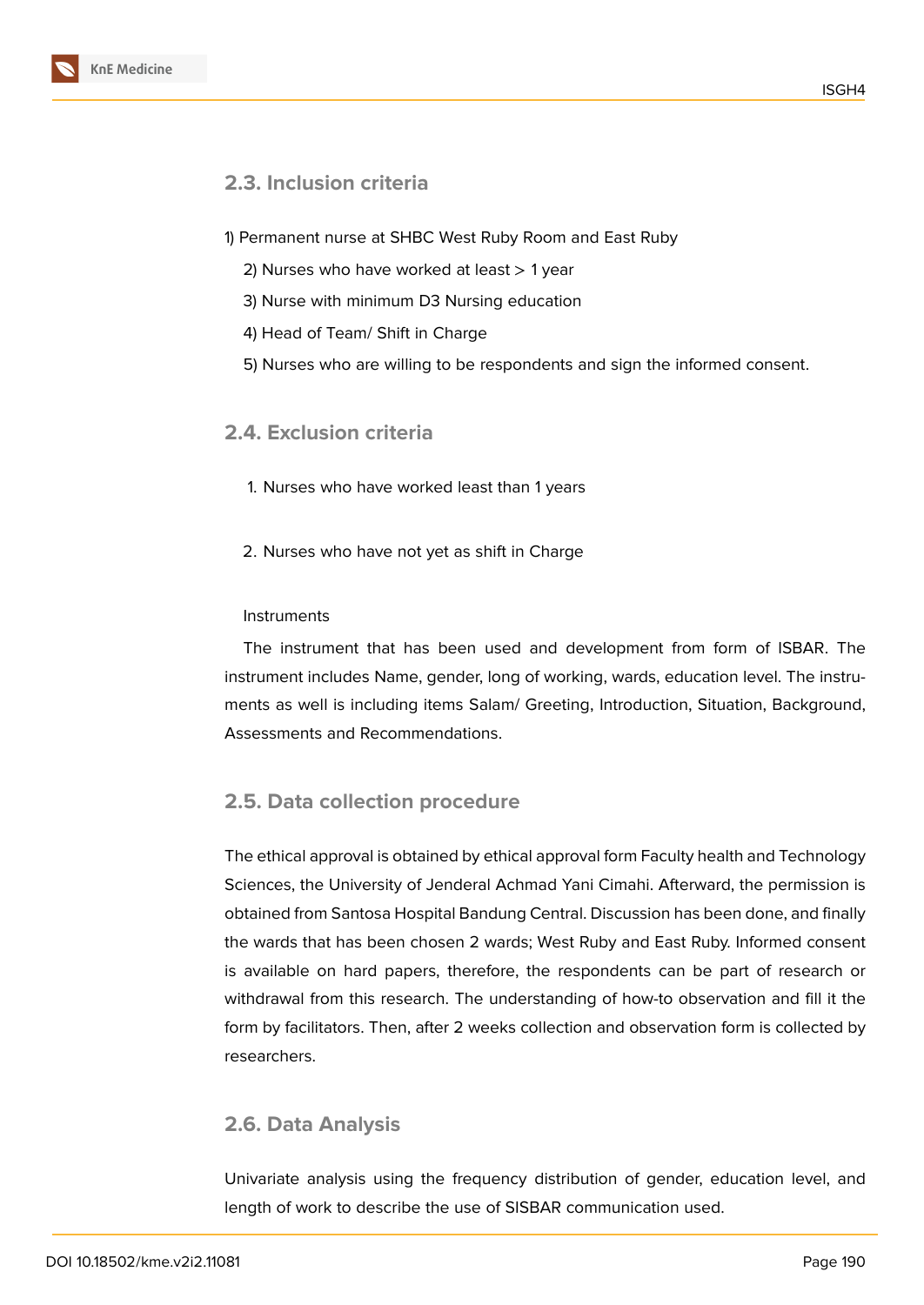## 2.3. Inclusion criteria

1) Permanent nurse at SHBC West Ruby Room and East Ruby

2) Nurses who have worked at least > 1 year

3) Nurse with minimum D3 Nursing education

4) Head of Team/ Shift in Charge

5) Nurses who are willing to be respondents and sign the informed consent.

## 2.4. Exclusion criteria

1. Nurses who have worked least than 1 years

2. Nurses who have not yet as shift in Charge

Instruments

The instrument that has been used and development from form of ISBAR. The instrument includes Name, gender, long of working, wards, education level. The instruments as well is including items Salam/ Greeting, Introduction, Situation, Background, Assessments and Recommendations.

## 2.5. Data collection procedure

The ethical approval is obtained by ethical approval form Faculty health and Technology Sciences, the University of Jenderal Achmad Yani Cimahi. Afterward, the permission is obtained from Santosa Hospital Bandung Central. Discussion has been done, and finally the wards that has been chosen 2 wards; West Ruby and East Ruby. Informed consent is available on hard papers, therefore, the respondents can be part of research or withdrawal from this research. The understanding of how-to observation and fill it the form by facilitators. Then, after 2 weeks collection and observation form is collected by researchers.

## 2.6. Data Analysis

Univariate analysis using the frequency distribution of gender, education level, and length of work to describe the use of SISBAR communication used.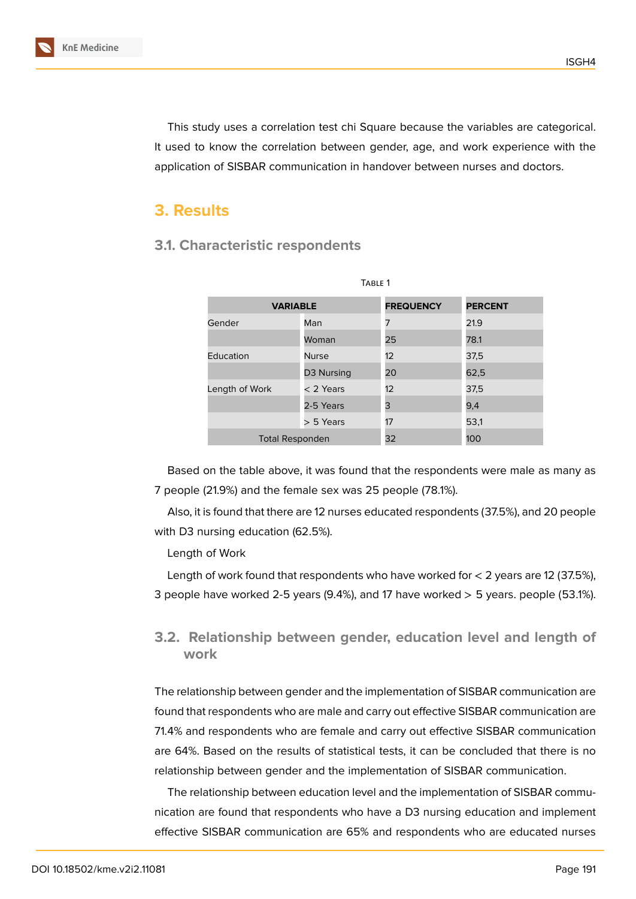This study uses a correlation test chi Square because the variables are categorical. It used to know the correlation between gender, age, and work experience with the application of SISBAR communication in handover between nurses and doctors.

## 3. Results

### 3.1. Characteristic respondents

Table 1

| VARIABLE | | FREQUENCY | PERCENT |
|---|---|---|---|
| Gender | Man | 7 | 21.9 |
| | Woman | 25 | 78.1 |
| Education | Nurse | 12 | 37,5 |
| | D3 Nursing | 20 | 62,5 |
| Length of Work | < 2 Years | 12 | 37,5 |
| | 2-5 Years | 3 | 9,4 |
| | > 5 Years | 17 | 53,1 |
| Total Responden | | 32 | 100 |

Based on the table above, it was found that the respondents were male as many as 7 people (21.9%) and the female sex was 25 people (78.1%).

Also, it is found that there are 12 nurses educated respondents (37.5%), and 20 people with D3 nursing education (62.5%).

Length of Work

Length of work found that respondents who have worked for < 2 years are 12 (37.5%), 3 people have worked 2-5 years (9.4%), and 17 have worked > 5 years. people (53.1%).

### 3.2. Relationship between gender, education level and length of work

The relationship between gender and the implementation of SISBAR communication are found that respondents who are male and carry out effective SISBAR communication are 71.4% and respondents who are female and carry out effective SISBAR communication are 64%. Based on the results of statistical tests, it can be concluded that there is no relationship between gender and the implementation of SISBAR communication.

The relationship between education level and the implementation of SISBAR communication are found that respondents who have a D3 nursing education and implement effective SISBAR communication are 65% and respondents who are educated nurses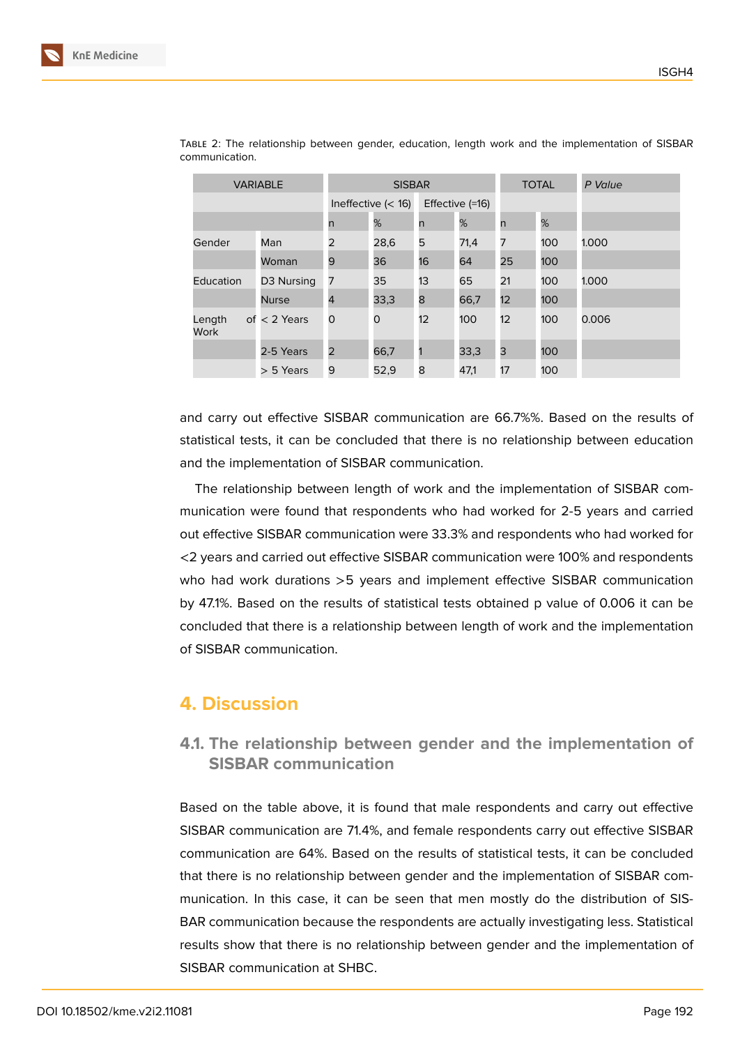Table 2: The relationship between gender, education, length work and the implementation of SISBAR communication.

| VARIABLE | | SISBAR | | | | TOTAL | | *P Value* |
|---|---|---|---|---|---|---|---|---|
| | | Ineffective (< 16) | | Effective (=16) | | | | |
| | | n | % | n | % | n | % | |
| Gender | Man | 2 | 28,6 | 5 | 71,4 | 7 | 100 | 1.000 |
| | Woman | 9 | 36 | 16 | 64 | 25 | 100 | |
| Education | D3 Nursing | 7 | 35 | 13 | 65 | 21 | 100 | 1.000 |
| | Nurse | 4 | 33,3 | 8 | 66,7 | 12 | 100 | |
| Length of Work | < 2 Years | 0 | 0 | 12 | 100 | 12 | 100 | 0.006 |
| | 2-5 Years | 2 | 66,7 | 1 | 33,3 | 3 | 100 | |
| | > 5 Years | 9 | 52,9 | 8 | 47,1 | 17 | 100 | |

and carry out effective SISBAR communication are 66.7%%. Based on the results of statistical tests, it can be concluded that there is no relationship between education and the implementation of SISBAR communication.

The relationship between length of work and the implementation of SISBAR communication were found that respondents who had worked for 2-5 years and carried out effective SISBAR communication were 33.3% and respondents who had worked for <2 years and carried out effective SISBAR communication were 100% and respondents who had work durations >5 years and implement effective SISBAR communication by 47.1%. Based on the results of statistical tests obtained p value of 0.006 it can be concluded that there is a relationship between length of work and the implementation of SISBAR communication.

## 4. Discussion

### 4.1. The relationship between gender and the implementation of SISBAR communication

Based on the table above, it is found that male respondents and carry out effective SISBAR communication are 71.4%, and female respondents carry out effective SISBAR communication are 64%. Based on the results of statistical tests, it can be concluded that there is no relationship between gender and the implementation of SISBAR communication. In this case, it can be seen that men mostly do the distribution of SISBAR communication because the respondents are actually investigating less. Statistical results show that there is no relationship between gender and the implementation of SISBAR communication at SHBC.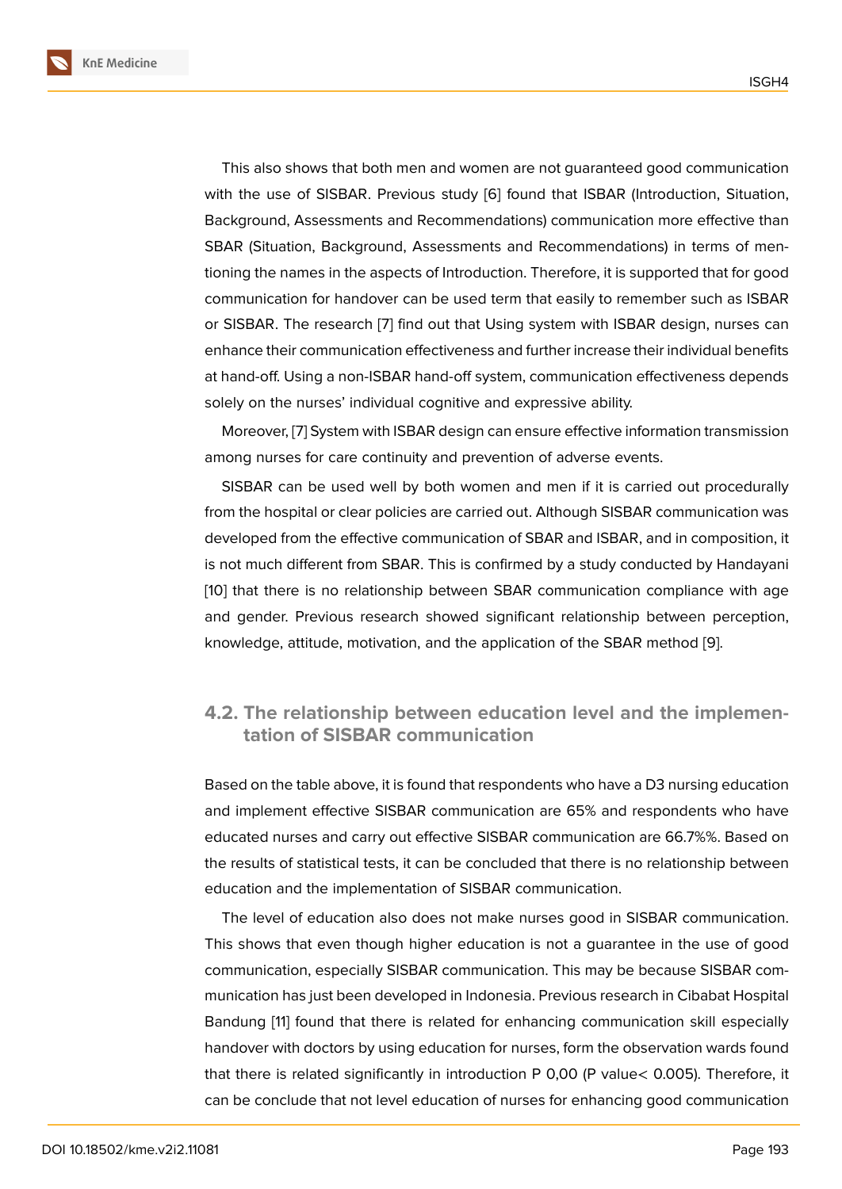This also shows that both men and women are not guaranteed good communication with the use of SISBAR. Previous study [6] found that ISBAR (Introduction, Situation, Background, Assessments and Recommendations) communication more effective than SBAR (Situation, Background, Assessments and Recommendations) in terms of mentioning the names in the aspects of Introduction. Therefore, it is supported that for good communication for handover can be used term that easily to remember such as ISBAR or SISBAR. The research [7] find out that Using system with ISBAR design, nurses can enhance their communication effectiveness and further increase their individual benefits at hand-off. Using a non-ISBAR hand-off system, communication effectiveness depends solely on the nurses' individual cognitive and expressive ability.

Moreover, [7] System with ISBAR design can ensure effective information transmission among nurses for care continuity and prevention of adverse events.

SISBAR can be used well by both women and men if it is carried out procedurally from the hospital or clear policies are carried out. Although SISBAR communication was developed from the effective communication of SBAR and ISBAR, and in composition, it is not much different from SBAR. This is confirmed by a study conducted by Handayani [10] that there is no relationship between SBAR communication compliance with age and gender. Previous research showed significant relationship between perception, knowledge, attitude, motivation, and the application of the SBAR method [9].

## 4.2. The relationship between education level and the implementation of SISBAR communication

Based on the table above, it is found that respondents who have a D3 nursing education and implement effective SISBAR communication are 65% and respondents who have educated nurses and carry out effective SISBAR communication are 66.7%%. Based on the results of statistical tests, it can be concluded that there is no relationship between education and the implementation of SISBAR communication.

The level of education also does not make nurses good in SISBAR communication. This shows that even though higher education is not a guarantee in the use of good communication, especially SISBAR communication. This may be because SISBAR communication has just been developed in Indonesia. Previous research in Cibabat Hospital Bandung [11] found that there is related for enhancing communication skill especially handover with doctors by using education for nurses, form the observation wards found that there is related significantly in introduction P 0,00 (P value< 0.005). Therefore, it can be conclude that not level education of nurses for enhancing good communication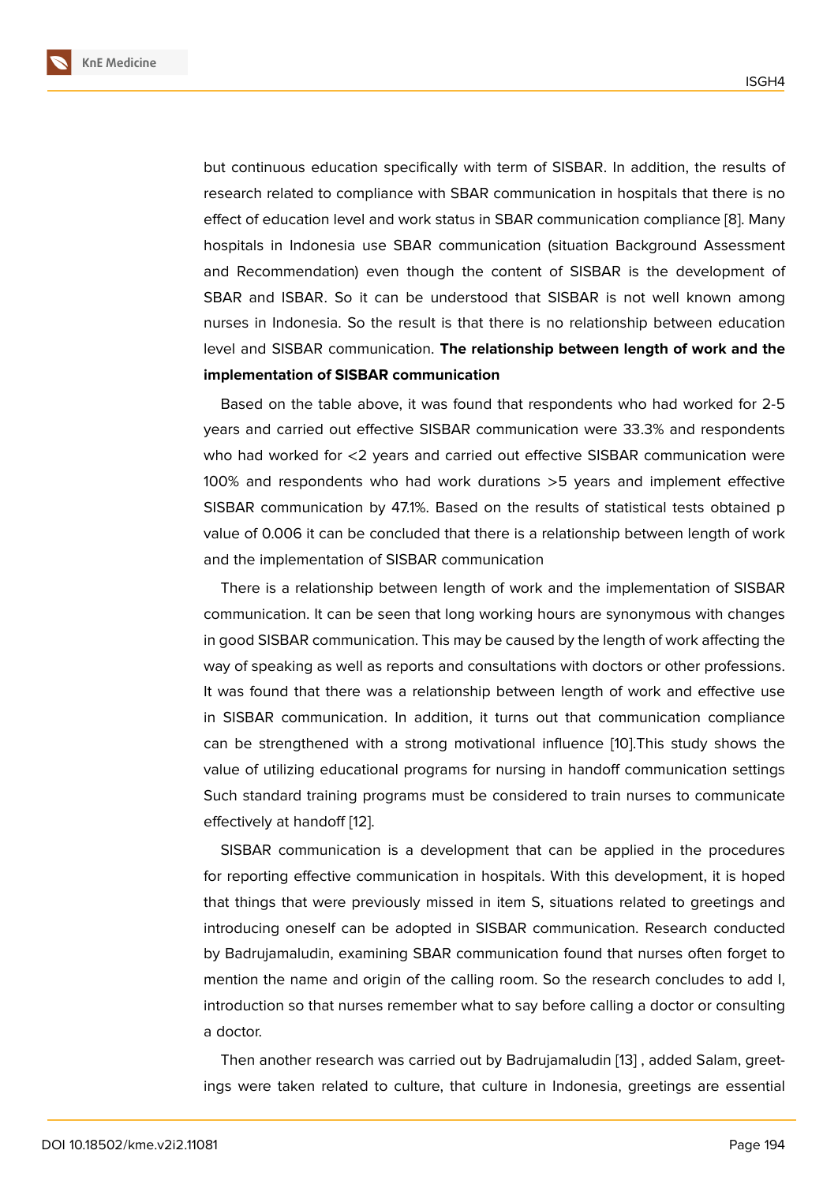but continuous education specifically with term of SISBAR. In addition, the results of research related to compliance with SBAR communication in hospitals that there is no effect of education level and work status in SBAR communication compliance [8]. Many hospitals in Indonesia use SBAR communication (situation Background Assessment and Recommendation) even though the content of SISBAR is the development of SBAR and ISBAR. So it can be understood that SISBAR is not well known among nurses in Indonesia. So the result is that there is no relationship between education level and SISBAR communication. **The relationship between length of work and the implementation of SISBAR communication**

Based on the table above, it was found that respondents who had worked for 2-5 years and carried out effective SISBAR communication were 33.3% and respondents who had worked for <2 years and carried out effective SISBAR communication were 100% and respondents who had work durations >5 years and implement effective SISBAR communication by 47.1%. Based on the results of statistical tests obtained p value of 0.006 it can be concluded that there is a relationship between length of work and the implementation of SISBAR communication

There is a relationship between length of work and the implementation of SISBAR communication. It can be seen that long working hours are synonymous with changes in good SISBAR communication. This may be caused by the length of work affecting the way of speaking as well as reports and consultations with doctors or other professions. It was found that there was a relationship between length of work and effective use in SISBAR communication. In addition, it turns out that communication compliance can be strengthened with a strong motivational influence [10].This study shows the value of utilizing educational programs for nursing in handoff communication settings Such standard training programs must be considered to train nurses to communicate effectively at handoff [12].

SISBAR communication is a development that can be applied in the procedures for reporting effective communication in hospitals. With this development, it is hoped that things that were previously missed in item S, situations related to greetings and introducing oneself can be adopted in SISBAR communication. Research conducted by Badrujamaludin, examining SBAR communication found that nurses often forget to mention the name and origin of the calling room. So the research concludes to add I, introduction so that nurses remember what to say before calling a doctor or consulting a doctor.

Then another research was carried out by Badrujamaludin [13] , added Salam, greetings were taken related to culture, that culture in Indonesia, greetings are essential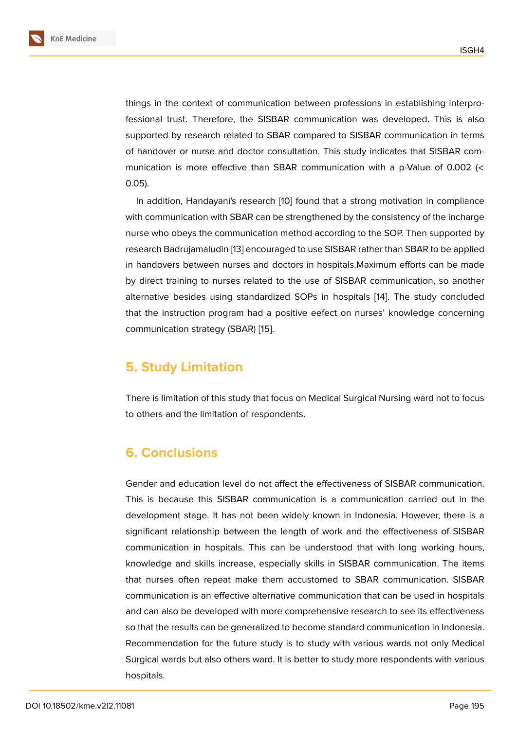things in the context of communication between professions in establishing interprofessional trust. Therefore, the SISBAR communication was developed. This is also supported by research related to SBAR compared to SISBAR communication in terms of handover or nurse and doctor consultation. This study indicates that SISBAR communication is more effective than SBAR communication with a p-Value of 0.002 (< 0.05).

In addition, Handayani's research [10] found that a strong motivation in compliance with communication with SBAR can be strengthened by the consistency of the incharge nurse who obeys the communication method according to the SOP. Then supported by research Badrujamaludin [13] encouraged to use SISBAR rather than SBAR to be applied in handovers between nurses and doctors in hospitals.Maximum efforts can be made by direct training to nurses related to the use of SISBAR communication, so another alternative besides using standardized SOPs in hospitals [14]. The study concluded that the instruction program had a positive eefect on nurses' knowledge concerning communication strategy (SBAR) [15].

## 5. Study Limitation

There is limitation of this study that focus on Medical Surgical Nursing ward not to focus to others and the limitation of respondents.

## 6. Conclusions

Gender and education level do not affect the effectiveness of SISBAR communication. This is because this SISBAR communication is a communication carried out in the development stage. It has not been widely known in Indonesia. However, there is a significant relationship between the length of work and the effectiveness of SISBAR communication in hospitals. This can be understood that with long working hours, knowledge and skills increase, especially skills in SISBAR communication. The items that nurses often repeat make them accustomed to SBAR communication. SISBAR communication is an effective alternative communication that can be used in hospitals and can also be developed with more comprehensive research to see its effectiveness so that the results can be generalized to become standard communication in Indonesia. Recommendation for the future study is to study with various wards not only Medical Surgical wards but also others ward. It is better to study more respondents with various hospitals.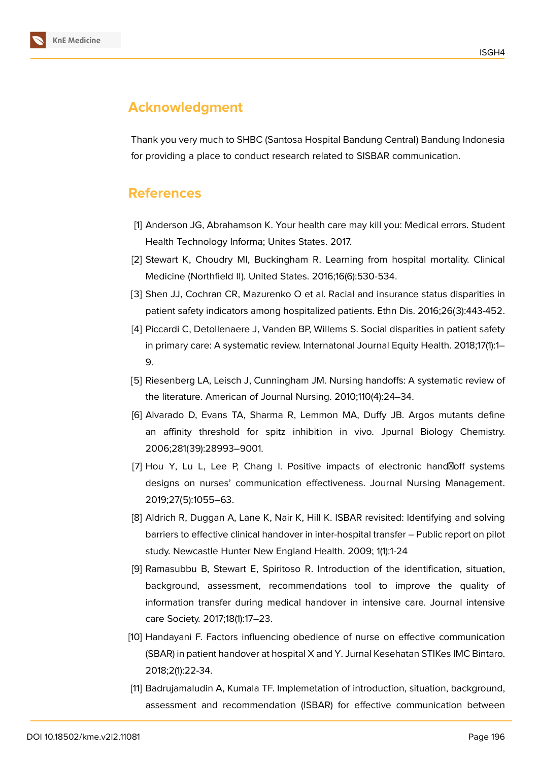## Acknowledgment

Thank you very much to SHBC (Santosa Hospital Bandung Central) Bandung Indonesia for providing a place to conduct research related to SISBAR communication.

## References

[1] Anderson JG, Abrahamson K. Your health care may kill you: Medical errors. Student Health Technology Informa; Unites States. 2017.

[2] Stewart K, Choudry MI, Buckingham R. Learning from hospital mortality. Clinical Medicine (Northfield Il). United States. 2016;16(6):530-534.

[3] Shen JJ, Cochran CR, Mazurenko O et al. Racial and insurance status disparities in patient safety indicators among hospitalized patients. Ethn Dis. 2016;26(3):443-452.

[4] Piccardi C, Detollenaere J, Vanden BP, Willems S. Social disparities in patient safety in primary care: A systematic review. Internatonal Journal Equity Health. 2018;17(1):1–9.

[5] Riesenberg LA, Leisch J, Cunningham JM. Nursing handoffs: A systematic review of the literature. American of Journal Nursing. 2010;110(4):24–34.

[6] Alvarado D, Evans TA, Sharma R, Lemmon MA, Duffy JB. Argos mutants define an affinity threshold for spitz inhibition in vivo. Jpurnal Biology Chemistry. 2006;281(39):28993–9001.

[7] Hou Y, Lu L, Lee P, Chang I. Positive impacts of electronic hand‐off systems designs on nurses' communication effectiveness. Journal Nursing Management. 2019;27(5):1055–63.

[8] Aldrich R, Duggan A, Lane K, Nair K, Hill K. ISBAR revisited: Identifying and solving barriers to effective clinical handover in inter-hospital transfer – Public report on pilot study. Newcastle Hunter New England Health. 2009; 1(1):1-24

[9] Ramasubbu B, Stewart E, Spiritoso R. Introduction of the identification, situation, background, assessment, recommendations tool to improve the quality of information transfer during medical handover in intensive care. Journal intensive care Society. 2017;18(1):17–23.

[10] Handayani F. Factors influencing obedience of nurse on effective communication (SBAR) in patient handover at hospital X and Y. Jurnal Kesehatan STIKes IMC Bintaro. 2018;2(1):22-34.

[11] Badrujamaludin A, Kumala TF. Implemetation of introduction, situation, background, assessment and recommendation (ISBAR) for effective communication between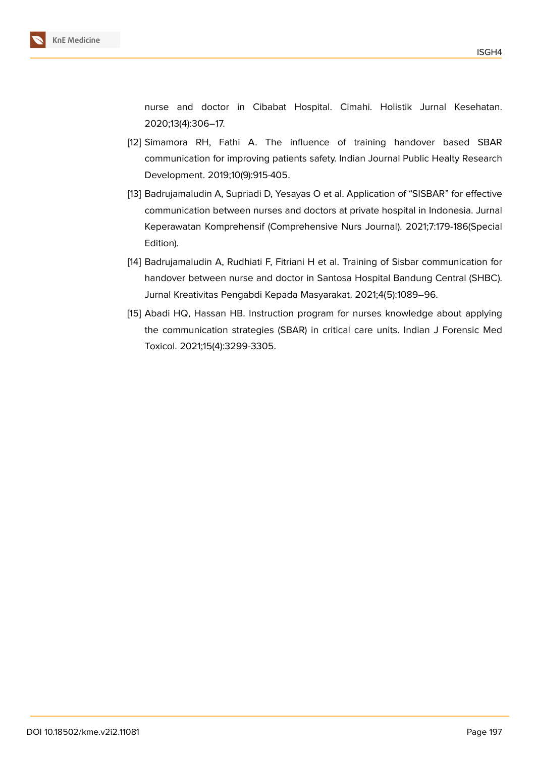nurse and doctor in Cibabat Hospital. Cimahi. Holistik Jurnal Kesehatan. 2020;13(4):306–17.

[12] Simamora RH, Fathi A. The influence of training handover based SBAR communication for improving patients safety. Indian Journal Public Healty Research Development. 2019;10(9):915-405.

[13] Badrujamaludin A, Supriadi D, Yesayas O et al. Application of "SISBAR" for effective communication between nurses and doctors at private hospital in Indonesia. Jurnal Keperawatan Komprehensif (Comprehensive Nurs Journal). 2021;7:179-186(Special Edition).

[14] Badrujamaludin A, Rudhiati F, Fitriani H et al. Training of Sisbar communication for handover between nurse and doctor in Santosa Hospital Bandung Central (SHBC). Jurnal Kreativitas Pengabdi Kepada Masyarakat. 2021;4(5):1089–96.

[15] Abadi HQ, Hassan HB. Instruction program for nurses knowledge about applying the communication strategies (SBAR) in critical care units. Indian J Forensic Med Toxicol. 2021;15(4):3299-3305.